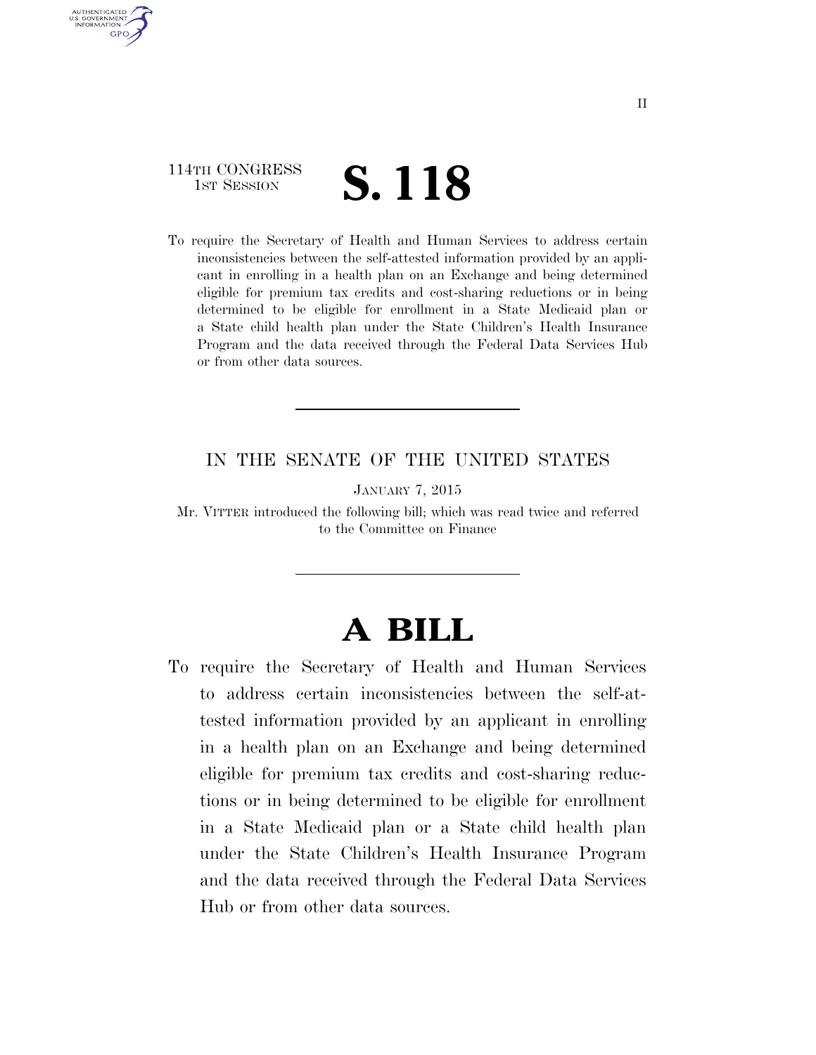114TH CONGRESS
1ST SESSION

# S. 118

To require the Secretary of Health and Human Services to address certain inconsistencies between the self-attested information provided by an applicant in enrolling in a health plan on an Exchange and being determined eligible for premium tax credits and cost-sharing reductions or in being determined to be eligible for enrollment in a State Medicaid plan or a State child health plan under the State Children's Health Insurance Program and the data received through the Federal Data Services Hub or from other data sources.

---

IN THE SENATE OF THE UNITED STATES

JANUARY 7, 2015

Mr. VITTER introduced the following bill; which was read twice and referred to the Committee on Finance

---

# A BILL

To require the Secretary of Health and Human Services to address certain inconsistencies between the self-attested information provided by an applicant in enrolling in a health plan on an Exchange and being determined eligible for premium tax credits and cost-sharing reductions or in being determined to be eligible for enrollment in a State Medicaid plan or a State child health plan under the State Children's Health Insurance Program and the data received through the Federal Data Services Hub or from other data sources.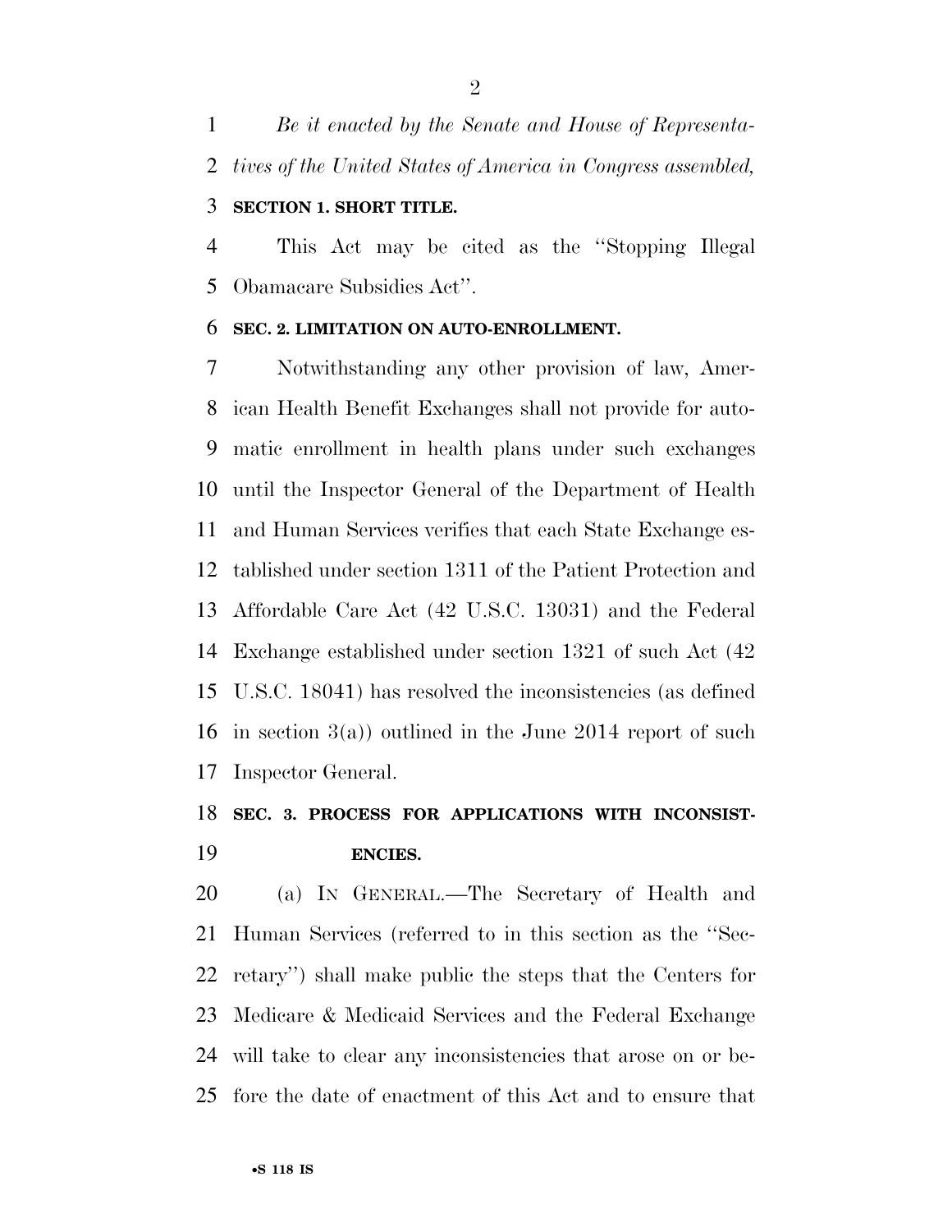*Be it enacted by the Senate and House of Representatives of the United States of America in Congress assembled,*

**SECTION 1. SHORT TITLE.**

This Act may be cited as the "Stopping Illegal Obamacare Subsidies Act".

**SEC. 2. LIMITATION ON AUTO-ENROLLMENT.**

Notwithstanding any other provision of law, American Health Benefit Exchanges shall not provide for automatic enrollment in health plans under such exchanges until the Inspector General of the Department of Health and Human Services verifies that each State Exchange established under section 1311 of the Patient Protection and Affordable Care Act (42 U.S.C. 13031) and the Federal Exchange established under section 1321 of such Act (42 U.S.C. 18041) has resolved the inconsistencies (as defined in section 3(a)) outlined in the June 2014 report of such Inspector General.

**SEC. 3. PROCESS FOR APPLICATIONS WITH INCONSISTENCIES.**

(a) IN GENERAL.—The Secretary of Health and Human Services (referred to in this section as the "Secretary") shall make public the steps that the Centers for Medicare & Medicaid Services and the Federal Exchange will take to clear any inconsistencies that arose on or before the date of enactment of this Act and to ensure that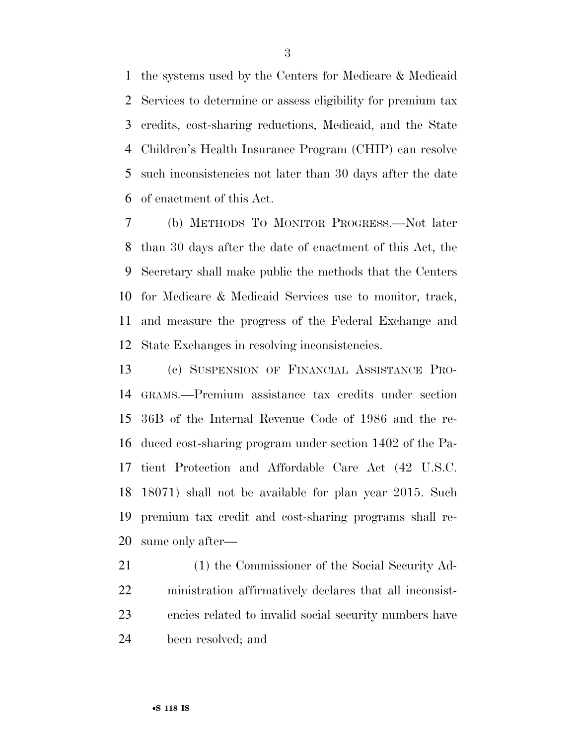the systems used by the Centers for Medicare & Medicaid Services to determine or assess eligibility for premium tax credits, cost-sharing reductions, Medicaid, and the State Children's Health Insurance Program (CHIP) can resolve such inconsistencies not later than 30 days after the date of enactment of this Act.

(b) METHODS TO MONITOR PROGRESS.—Not later than 30 days after the date of enactment of this Act, the Secretary shall make public the methods that the Centers for Medicare & Medicaid Services use to monitor, track, and measure the progress of the Federal Exchange and State Exchanges in resolving inconsistencies.

(c) SUSPENSION OF FINANCIAL ASSISTANCE PROGRAMS.—Premium assistance tax credits under section 36B of the Internal Revenue Code of 1986 and the reduced cost-sharing program under section 1402 of the Patient Protection and Affordable Care Act (42 U.S.C. 18071) shall not be available for plan year 2015. Such premium tax credit and cost-sharing programs shall resume only after—

(1) the Commissioner of the Social Security Administration affirmatively declares that all inconsistencies related to invalid social security numbers have been resolved; and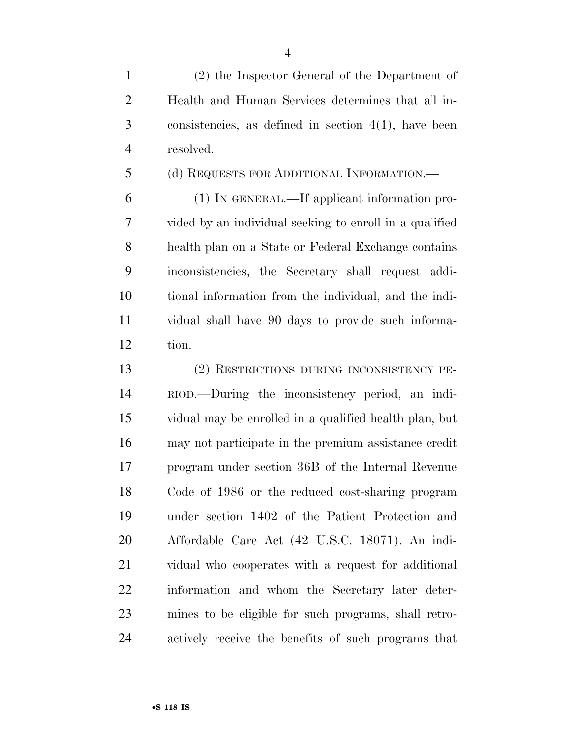(2) the Inspector General of the Department of Health and Human Services determines that all inconsistencies, as defined in section 4(1), have been resolved.

(d) REQUESTS FOR ADDITIONAL INFORMATION.—

(1) IN GENERAL.—If applicant information provided by an individual seeking to enroll in a qualified health plan on a State or Federal Exchange contains inconsistencies, the Secretary shall request additional information from the individual, and the individual shall have 90 days to provide such information.

(2) RESTRICTIONS DURING INCONSISTENCY PERIOD.—During the inconsistency period, an individual may be enrolled in a qualified health plan, but may not participate in the premium assistance credit program under section 36B of the Internal Revenue Code of 1986 or the reduced cost-sharing program under section 1402 of the Patient Protection and Affordable Care Act (42 U.S.C. 18071). An individual who cooperates with a request for additional information and whom the Secretary later determines to be eligible for such programs, shall retroactively receive the benefits of such programs that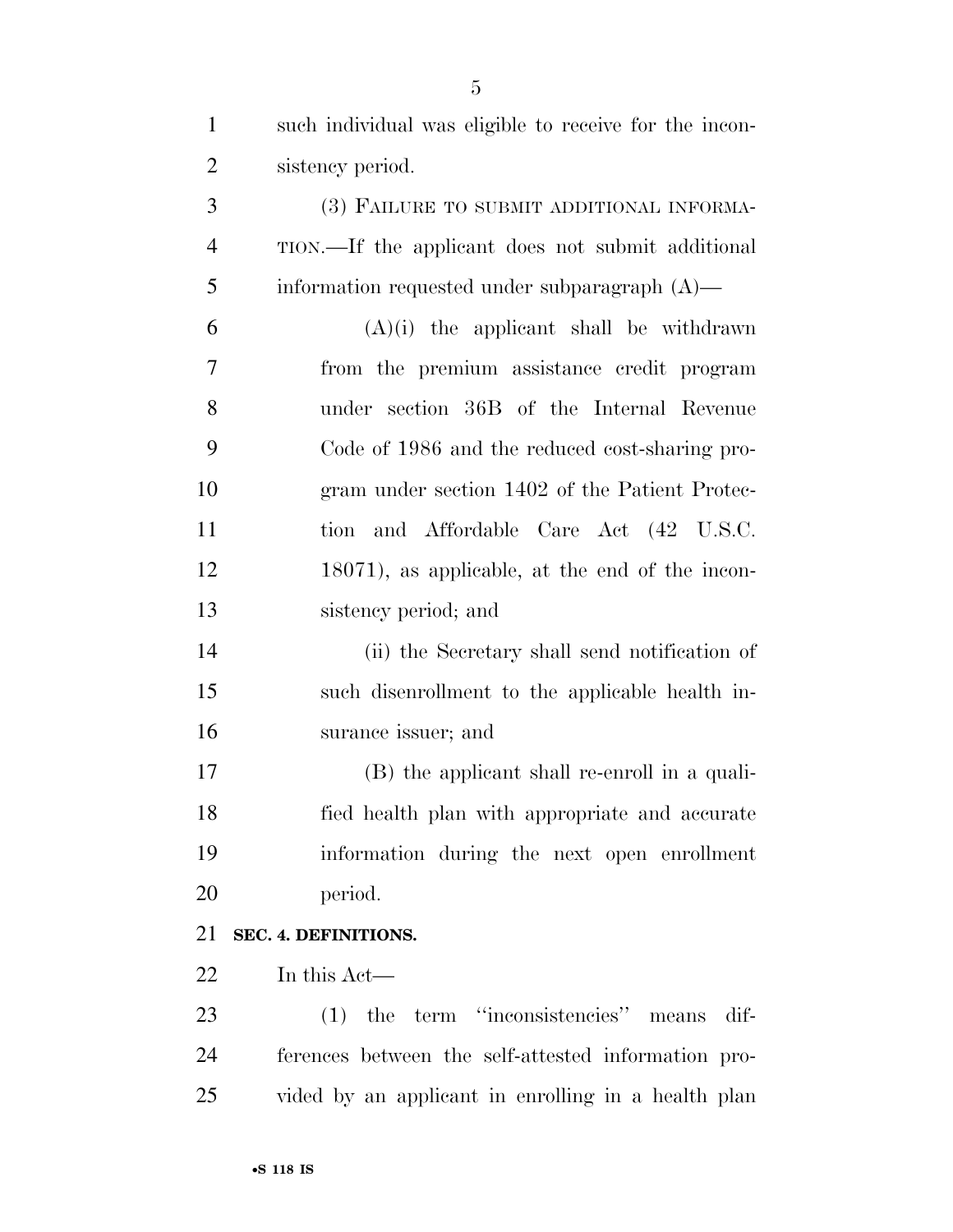such individual was eligible to receive for the inconsistency period.

(3) FAILURE TO SUBMIT ADDITIONAL INFORMATION.—If the applicant does not submit additional information requested under subparagraph (A)—

(A)(i) the applicant shall be withdrawn from the premium assistance credit program under section 36B of the Internal Revenue Code of 1986 and the reduced cost-sharing program under section 1402 of the Patient Protection and Affordable Care Act (42 U.S.C. 18071), as applicable, at the end of the inconsistency period; and

(ii) the Secretary shall send notification of such disenrollment to the applicable health insurance issuer; and

(B) the applicant shall re-enroll in a qualified health plan with appropriate and accurate information during the next open enrollment period.

**SEC. 4. DEFINITIONS.**

In this Act—

(1) the term ''inconsistencies'' means differences between the self-attested information provided by an applicant in enrolling in a health plan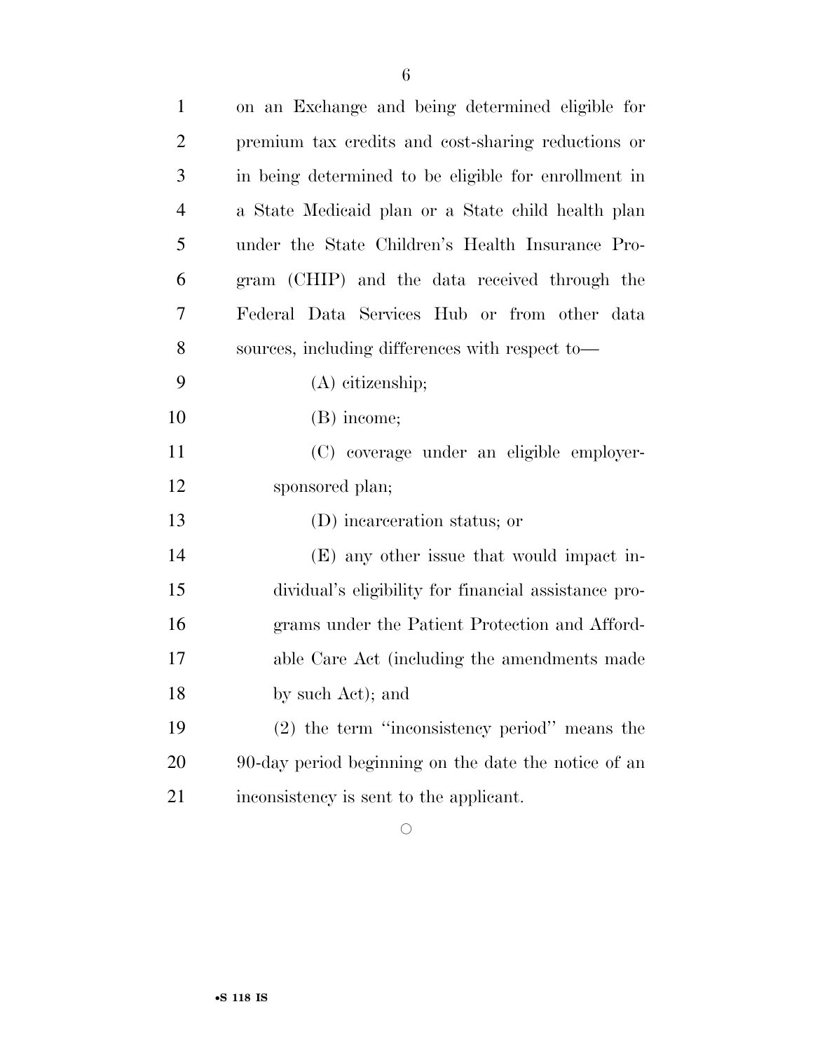on an Exchange and being determined eligible for premium tax credits and cost-sharing reductions or in being determined to be eligible for enrollment in a State Medicaid plan or a State child health plan under the State Children's Health Insurance Program (CHIP) and the data received through the Federal Data Services Hub or from other data sources, including differences with respect to—

(A) citizenship;

(B) income;

(C) coverage under an eligible employer-sponsored plan;

(D) incarceration status; or

(E) any other issue that would impact individual's eligibility for financial assistance programs under the Patient Protection and Affordable Care Act (including the amendments made by such Act); and

(2) the term "inconsistency period" means the 90-day period beginning on the date the notice of an inconsistency is sent to the applicant.

○